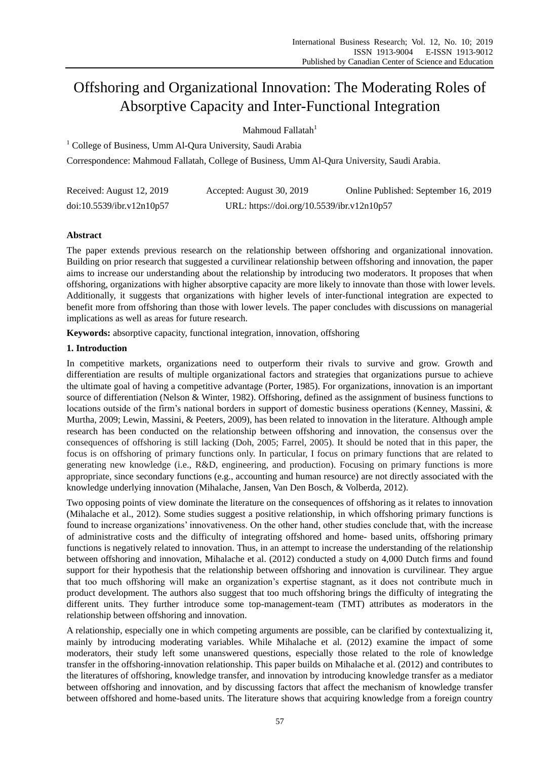# Offshoring and Organizational Innovation: The Moderating Roles of Absorptive Capacity and Inter-Functional Integration

Mahmoud Fallatah[1]

[1] College of Business, Umm Al-Qura University, Saudi Arabia

Correspondence: Mahmoud Fallatah, College of Business, Umm Al-Qura University, Saudi Arabia.

Received: August 12, 2019 Accepted: August 30, 2019 Online Published: September 16, 2019

doi:10.5539/ibr.v12n10p57 URL: https://doi.org/10.5539/ibr.v12n10p57

## Abstract

The paper extends previous research on the relationship between offshoring and organizational innovation. Building on prior research that suggested a curvilinear relationship between offshoring and innovation, the paper aims to increase our understanding about the relationship by introducing two moderators. It proposes that when offshoring, organizations with higher absorptive capacity are more likely to innovate than those with lower levels. Additionally, it suggests that organizations with higher levels of inter-functional integration are expected to benefit more from offshoring than those with lower levels. The paper concludes with discussions on managerial implications as well as areas for future research.

**Keywords:** absorptive capacity, functional integration, innovation, offshoring

## 1. Introduction

In competitive markets, organizations need to outperform their rivals to survive and grow. Growth and differentiation are results of multiple organizational factors and strategies that organizations pursue to achieve the ultimate goal of having a competitive advantage (Porter, 1985). For organizations, innovation is an important source of differentiation (Nelson & Winter, 1982). Offshoring, defined as the assignment of business functions to locations outside of the firm's national borders in support of domestic business operations (Kenney, Massini, & Murtha, 2009; Lewin, Massini, & Peeters, 2009), has been related to innovation in the literature. Although ample research has been conducted on the relationship between offshoring and innovation, the consensus over the consequences of offshoring is still lacking (Doh, 2005; Farrel, 2005). It should be noted that in this paper, the focus is on offshoring of primary functions only. In particular, I focus on primary functions that are related to generating new knowledge (i.e., R&D, engineering, and production). Focusing on primary functions is more appropriate, since secondary functions (e.g., accounting and human resource) are not directly associated with the knowledge underlying innovation (Mihalache, Jansen, Van Den Bosch, & Volberda, 2012).

Two opposing points of view dominate the literature on the consequences of offshoring as it relates to innovation (Mihalache et al., 2012). Some studies suggest a positive relationship, in which offshoring primary functions is found to increase organizations' innovativeness. On the other hand, other studies conclude that, with the increase of administrative costs and the difficulty of integrating offshored and home- based units, offshoring primary functions is negatively related to innovation. Thus, in an attempt to increase the understanding of the relationship between offshoring and innovation, Mihalache et al. (2012) conducted a study on 4,000 Dutch firms and found support for their hypothesis that the relationship between offshoring and innovation is curvilinear. They argue that too much offshoring will make an organization's expertise stagnant, as it does not contribute much in product development. The authors also suggest that too much offshoring brings the difficulty of integrating the different units. They further introduce some top-management-team (TMT) attributes as moderators in the relationship between offshoring and innovation.

A relationship, especially one in which competing arguments are possible, can be clarified by contextualizing it, mainly by introducing moderating variables. While Mihalache et al. (2012) examine the impact of some moderators, their study left some unanswered questions, especially those related to the role of knowledge transfer in the offshoring-innovation relationship. This paper builds on Mihalache et al. (2012) and contributes to the literatures of offshoring, knowledge transfer, and innovation by introducing knowledge transfer as a mediator between offshoring and innovation, and by discussing factors that affect the mechanism of knowledge transfer between offshored and home-based units. The literature shows that acquiring knowledge from a foreign country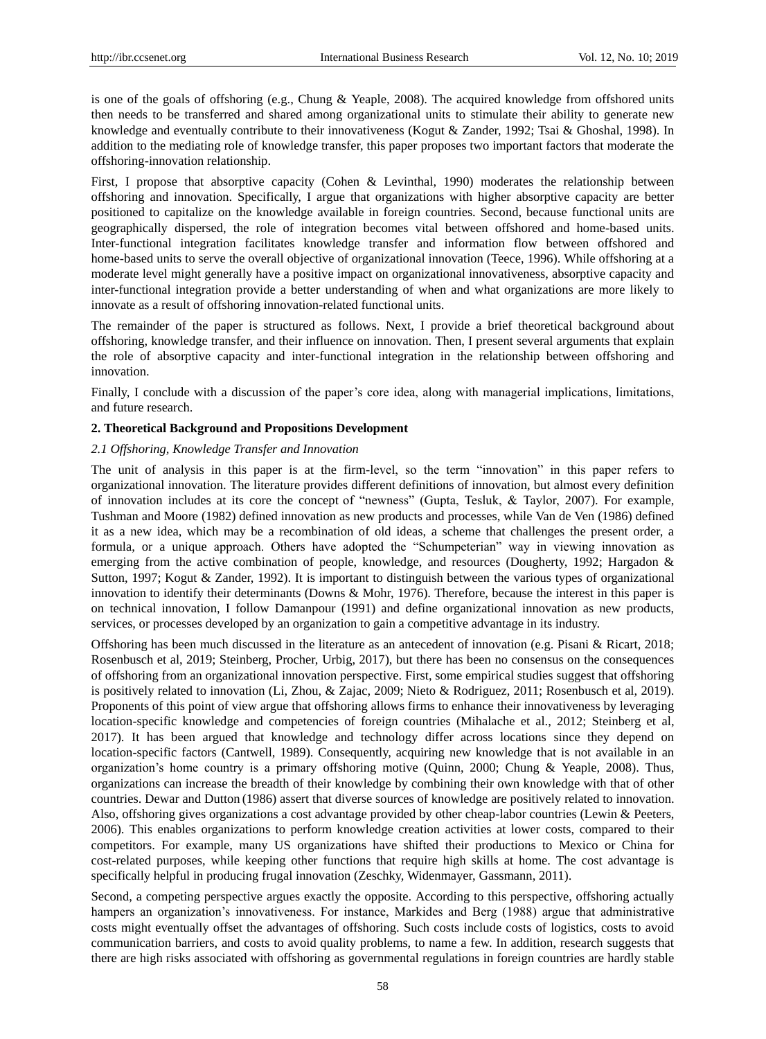is one of the goals of offshoring (e.g., Chung & Yeaple, 2008). The acquired knowledge from offshored units then needs to be transferred and shared among organizational units to stimulate their ability to generate new knowledge and eventually contribute to their innovativeness (Kogut & Zander, 1992; Tsai & Ghoshal, 1998). In addition to the mediating role of knowledge transfer, this paper proposes two important factors that moderate the offshoring-innovation relationship.

First, I propose that absorptive capacity (Cohen & Levinthal, 1990) moderates the relationship between offshoring and innovation. Specifically, I argue that organizations with higher absorptive capacity are better positioned to capitalize on the knowledge available in foreign countries. Second, because functional units are geographically dispersed, the role of integration becomes vital between offshored and home-based units. Inter-functional integration facilitates knowledge transfer and information flow between offshored and home-based units to serve the overall objective of organizational innovation (Teece, 1996). While offshoring at a moderate level might generally have a positive impact on organizational innovativeness, absorptive capacity and inter-functional integration provide a better understanding of when and what organizations are more likely to innovate as a result of offshoring innovation-related functional units.

The remainder of the paper is structured as follows. Next, I provide a brief theoretical background about offshoring, knowledge transfer, and their influence on innovation. Then, I present several arguments that explain the role of absorptive capacity and inter-functional integration in the relationship between offshoring and innovation.

Finally, I conclude with a discussion of the paper's core idea, along with managerial implications, limitations, and future research.

## 2. Theoretical Background and Propositions Development

### *2.1 Offshoring, Knowledge Transfer and Innovation*

The unit of analysis in this paper is at the firm-level, so the term "innovation" in this paper refers to organizational innovation. The literature provides different definitions of innovation, but almost every definition of innovation includes at its core the concept of "newness" (Gupta, Tesluk, & Taylor, 2007). For example, Tushman and Moore (1982) defined innovation as new products and processes, while Van de Ven (1986) defined it as a new idea, which may be a recombination of old ideas, a scheme that challenges the present order, a formula, or a unique approach. Others have adopted the "Schumpeterian" way in viewing innovation as emerging from the active combination of people, knowledge, and resources (Dougherty, 1992; Hargadon & Sutton, 1997; Kogut & Zander, 1992). It is important to distinguish between the various types of organizational innovation to identify their determinants (Downs & Mohr, 1976). Therefore, because the interest in this paper is on technical innovation, I follow Damanpour (1991) and define organizational innovation as new products, services, or processes developed by an organization to gain a competitive advantage in its industry.

Offshoring has been much discussed in the literature as an antecedent of innovation (e.g. Pisani & Ricart, 2018; Rosenbusch et al, 2019; Steinberg, Procher, Urbig, 2017), but there has been no consensus on the consequences of offshoring from an organizational innovation perspective. First, some empirical studies suggest that offshoring is positively related to innovation (Li, Zhou, & Zajac, 2009; Nieto & Rodriguez, 2011; Rosenbusch et al, 2019). Proponents of this point of view argue that offshoring allows firms to enhance their innovativeness by leveraging location-specific knowledge and competencies of foreign countries (Mihalache et al., 2012; Steinberg et al, 2017). It has been argued that knowledge and technology differ across locations since they depend on location-specific factors (Cantwell, 1989). Consequently, acquiring new knowledge that is not available in an organization's home country is a primary offshoring motive (Quinn, 2000; Chung & Yeaple, 2008). Thus, organizations can increase the breadth of their knowledge by combining their own knowledge with that of other countries. Dewar and Dutton (1986) assert that diverse sources of knowledge are positively related to innovation. Also, offshoring gives organizations a cost advantage provided by other cheap-labor countries (Lewin & Peeters, 2006). This enables organizations to perform knowledge creation activities at lower costs, compared to their competitors. For example, many US organizations have shifted their productions to Mexico or China for cost-related purposes, while keeping other functions that require high skills at home. The cost advantage is specifically helpful in producing frugal innovation (Zeschky, Widenmayer, Gassmann, 2011).

Second, a competing perspective argues exactly the opposite. According to this perspective, offshoring actually hampers an organization's innovativeness. For instance, Markides and Berg (1988) argue that administrative costs might eventually offset the advantages of offshoring. Such costs include costs of logistics, costs to avoid communication barriers, and costs to avoid quality problems, to name a few. In addition, research suggests that there are high risks associated with offshoring as governmental regulations in foreign countries are hardly stable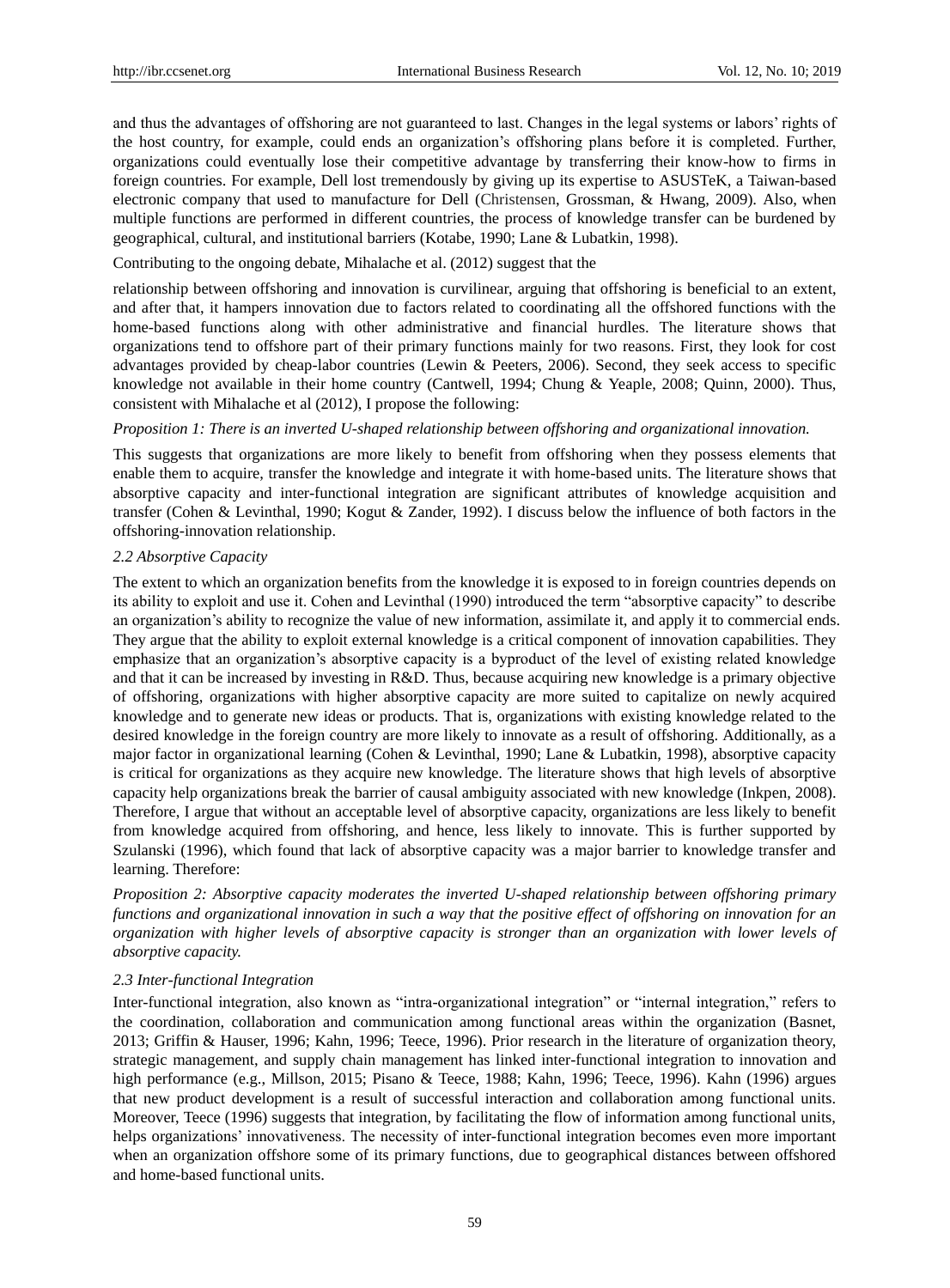and thus the advantages of offshoring are not guaranteed to last. Changes in the legal systems or labors' rights of the host country, for example, could ends an organization's offshoring plans before it is completed. Further, organizations could eventually lose their competitive advantage by transferring their know-how to firms in foreign countries. For example, Dell lost tremendously by giving up its expertise to ASUSTeK, a Taiwan-based electronic company that used to manufacture for Dell (Christensen, Grossman, & Hwang, 2009). Also, when multiple functions are performed in different countries, the process of knowledge transfer can be burdened by geographical, cultural, and institutional barriers (Kotabe, 1990; Lane & Lubatkin, 1998).

Contributing to the ongoing debate, Mihalache et al. (2012) suggest that the

relationship between offshoring and innovation is curvilinear, arguing that offshoring is beneficial to an extent, and after that, it hampers innovation due to factors related to coordinating all the offshored functions with the home-based functions along with other administrative and financial hurdles. The literature shows that organizations tend to offshore part of their primary functions mainly for two reasons. First, they look for cost advantages provided by cheap-labor countries (Lewin & Peeters, 2006). Second, they seek access to specific knowledge not available in their home country (Cantwell, 1994; Chung & Yeaple, 2008; Quinn, 2000). Thus, consistent with Mihalache et al (2012), I propose the following:

*Proposition 1: There is an inverted U-shaped relationship between offshoring and organizational innovation.*

This suggests that organizations are more likely to benefit from offshoring when they possess elements that enable them to acquire, transfer the knowledge and integrate it with home-based units. The literature shows that absorptive capacity and inter-functional integration are significant attributes of knowledge acquisition and transfer (Cohen & Levinthal, 1990; Kogut & Zander, 1992). I discuss below the influence of both factors in the offshoring-innovation relationship.

### *2.2 Absorptive Capacity*

The extent to which an organization benefits from the knowledge it is exposed to in foreign countries depends on its ability to exploit and use it. Cohen and Levinthal (1990) introduced the term "absorptive capacity" to describe an organization's ability to recognize the value of new information, assimilate it, and apply it to commercial ends. They argue that the ability to exploit external knowledge is a critical component of innovation capabilities. They emphasize that an organization's absorptive capacity is a byproduct of the level of existing related knowledge and that it can be increased by investing in R&D. Thus, because acquiring new knowledge is a primary objective of offshoring, organizations with higher absorptive capacity are more suited to capitalize on newly acquired knowledge and to generate new ideas or products. That is, organizations with existing knowledge related to the desired knowledge in the foreign country are more likely to innovate as a result of offshoring. Additionally, as a major factor in organizational learning (Cohen & Levinthal, 1990; Lane & Lubatkin, 1998), absorptive capacity is critical for organizations as they acquire new knowledge. The literature shows that high levels of absorptive capacity help organizations break the barrier of causal ambiguity associated with new knowledge (Inkpen, 2008). Therefore, I argue that without an acceptable level of absorptive capacity, organizations are less likely to benefit from knowledge acquired from offshoring, and hence, less likely to innovate. This is further supported by Szulanski (1996), which found that lack of absorptive capacity was a major barrier to knowledge transfer and learning. Therefore:

*Proposition 2: Absorptive capacity moderates the inverted U-shaped relationship between offshoring primary functions and organizational innovation in such a way that the positive effect of offshoring on innovation for an organization with higher levels of absorptive capacity is stronger than an organization with lower levels of absorptive capacity.*

### *2.3 Inter-functional Integration*

Inter-functional integration, also known as "intra-organizational integration" or "internal integration," refers to the coordination, collaboration and communication among functional areas within the organization (Basnet, 2013; Griffin & Hauser, 1996; Kahn, 1996; Teece, 1996). Prior research in the literature of organization theory, strategic management, and supply chain management has linked inter-functional integration to innovation and high performance (e.g., Millson, 2015; Pisano & Teece, 1988; Kahn, 1996; Teece, 1996). Kahn (1996) argues that new product development is a result of successful interaction and collaboration among functional units. Moreover, Teece (1996) suggests that integration, by facilitating the flow of information among functional units, helps organizations' innovativeness. The necessity of inter-functional integration becomes even more important when an organization offshore some of its primary functions, due to geographical distances between offshored and home-based functional units.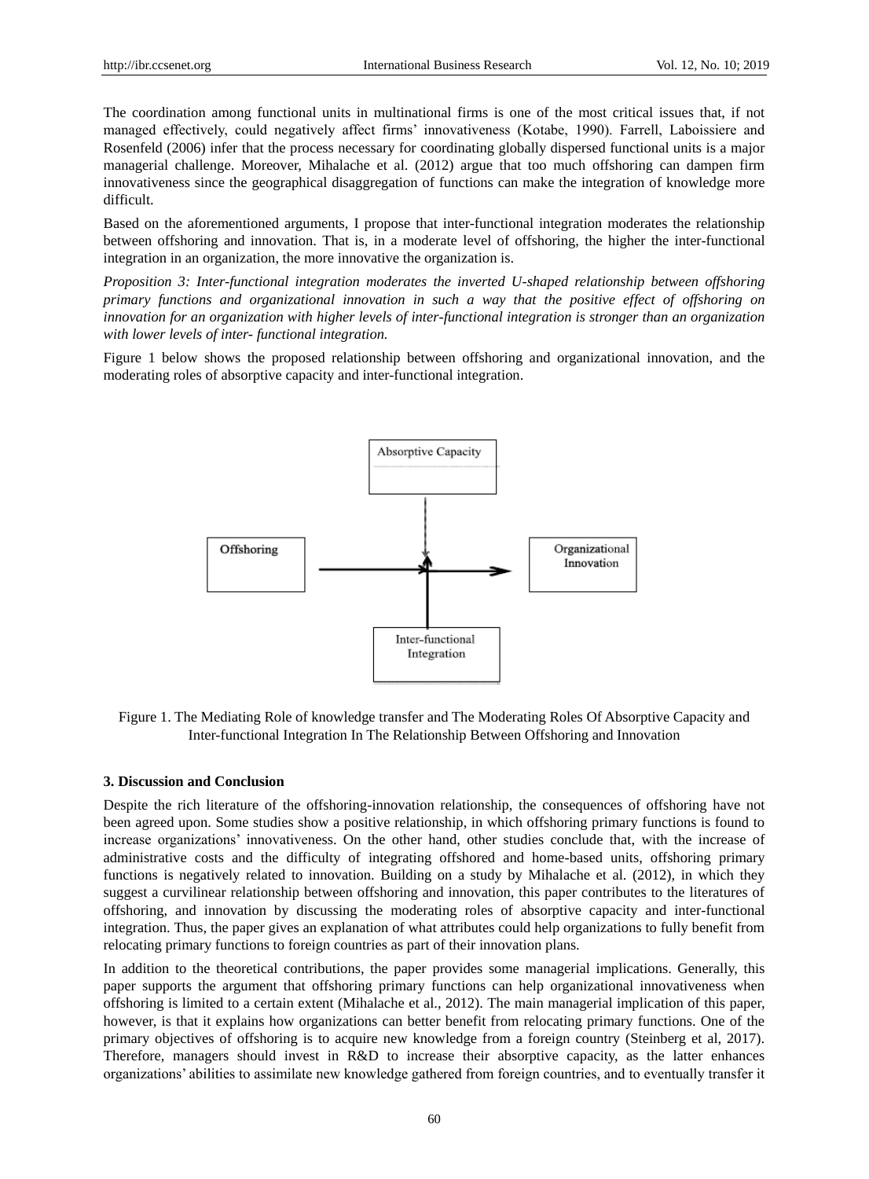The coordination among functional units in multinational firms is one of the most critical issues that, if not managed effectively, could negatively affect firms' innovativeness (Kotabe, 1990). Farrell, Laboissiere and Rosenfeld (2006) infer that the process necessary for coordinating globally dispersed functional units is a major managerial challenge. Moreover, Mihalache et al. (2012) argue that too much offshoring can dampen firm innovativeness since the geographical disaggregation of functions can make the integration of knowledge more difficult.

Based on the aforementioned arguments, I propose that inter-functional integration moderates the relationship between offshoring and innovation. That is, in a moderate level of offshoring, the higher the inter-functional integration in an organization, the more innovative the organization is.

*Proposition 3: Inter-functional integration moderates the inverted U-shaped relationship between offshoring primary functions and organizational innovation in such a way that the positive effect of offshoring on innovation for an organization with higher levels of inter-functional integration is stronger than an organization with lower levels of inter- functional integration.*

Figure 1 below shows the proposed relationship between offshoring and organizational innovation, and the moderating roles of absorptive capacity and inter-functional integration.

Figure 1. The Mediating Role of knowledge transfer and The Moderating Roles Of Absorptive Capacity and Inter-functional Integration In The Relationship Between Offshoring and Innovation

### 3. Discussion and Conclusion

Despite the rich literature of the offshoring-innovation relationship, the consequences of offshoring have not been agreed upon. Some studies show a positive relationship, in which offshoring primary functions is found to increase organizations' innovativeness. On the other hand, other studies conclude that, with the increase of administrative costs and the difficulty of integrating offshored and home-based units, offshoring primary functions is negatively related to innovation. Building on a study by Mihalache et al. (2012), in which they suggest a curvilinear relationship between offshoring and innovation, this paper contributes to the literatures of offshoring, and innovation by discussing the moderating roles of absorptive capacity and inter-functional integration. Thus, the paper gives an explanation of what attributes could help organizations to fully benefit from relocating primary functions to foreign countries as part of their innovation plans.

In addition to the theoretical contributions, the paper provides some managerial implications. Generally, this paper supports the argument that offshoring primary functions can help organizational innovativeness when offshoring is limited to a certain extent (Mihalache et al., 2012). The main managerial implication of this paper, however, is that it explains how organizations can better benefit from relocating primary functions. One of the primary objectives of offshoring is to acquire new knowledge from a foreign country (Steinberg et al, 2017). Therefore, managers should invest in R&D to increase their absorptive capacity, as the latter enhances organizations' abilities to assimilate new knowledge gathered from foreign countries, and to eventually transfer it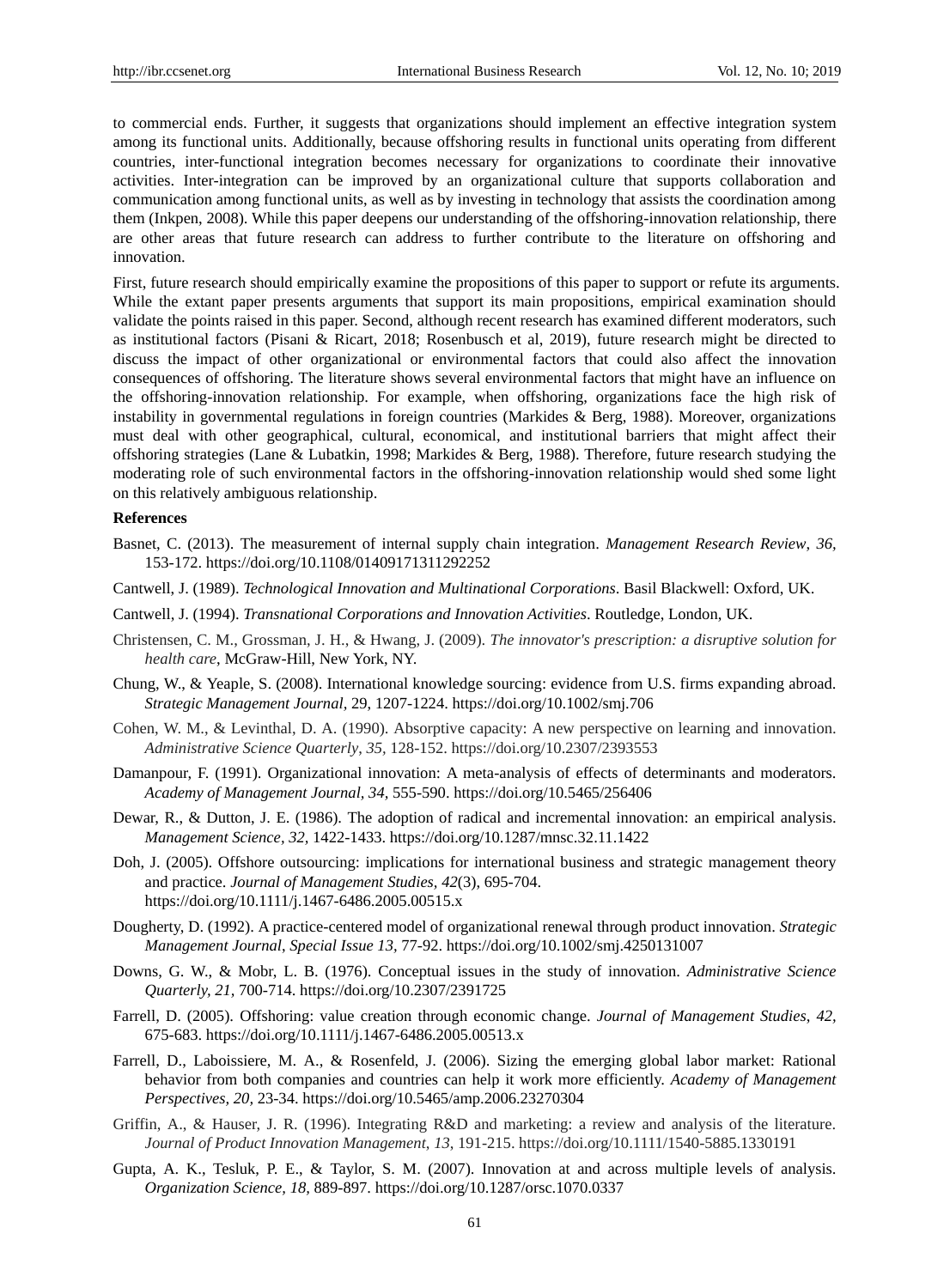to commercial ends. Further, it suggests that organizations should implement an effective integration system among its functional units. Additionally, because offshoring results in functional units operating from different countries, inter-functional integration becomes necessary for organizations to coordinate their innovative activities. Inter-integration can be improved by an organizational culture that supports collaboration and communication among functional units, as well as by investing in technology that assists the coordination among them (Inkpen, 2008). While this paper deepens our understanding of the offshoring-innovation relationship, there are other areas that future research can address to further contribute to the literature on offshoring and innovation.

First, future research should empirically examine the propositions of this paper to support or refute its arguments. While the extant paper presents arguments that support its main propositions, empirical examination should validate the points raised in this paper. Second, although recent research has examined different moderators, such as institutional factors (Pisani & Ricart, 2018; Rosenbusch et al, 2019), future research might be directed to discuss the impact of other organizational or environmental factors that could also affect the innovation consequences of offshoring. The literature shows several environmental factors that might have an influence on the offshoring-innovation relationship. For example, when offshoring, organizations face the high risk of instability in governmental regulations in foreign countries (Markides & Berg, 1988). Moreover, organizations must deal with other geographical, cultural, economical, and institutional barriers that might affect their offshoring strategies (Lane & Lubatkin, 1998; Markides & Berg, 1988). Therefore, future research studying the moderating role of such environmental factors in the offshoring-innovation relationship would shed some light on this relatively ambiguous relationship.

**References**

Basnet, C. (2013). The measurement of internal supply chain integration. *Management Research Review*, *36*, 153-172. https://doi.org/10.1108/01409171311292252

Cantwell, J. (1989). *Technological Innovation and Multinational Corporations*. Basil Blackwell: Oxford, UK.

Cantwell, J. (1994). *Transnational Corporations and Innovation Activities*. Routledge, London, UK.

Christensen, C. M., Grossman, J. H., & Hwang, J. (2009). *The innovator's prescription: a disruptive solution for health care*, McGraw-Hill, New York, NY.

Chung, W., & Yeaple, S. (2008). International knowledge sourcing: evidence from U.S. firms expanding abroad. *Strategic Management Journal*, 29, 1207-1224. https://doi.org/10.1002/smj.706

Cohen, W. M., & Levinthal, D. A. (1990). Absorptive capacity: A new perspective on learning and innovation. *Administrative Science Quarterly*, *35*, 128-152. https://doi.org/10.2307/2393553

Damanpour, F. (1991). Organizational innovation: A meta-analysis of effects of determinants and moderators. *Academy of Management Journal*, *34*, 555-590. https://doi.org/10.5465/256406

Dewar, R., & Dutton, J. E. (1986). The adoption of radical and incremental innovation: an empirical analysis. *Management Science*, *32*, 1422-1433. https://doi.org/10.1287/mnsc.32.11.1422

Doh, J. (2005). Offshore outsourcing: implications for international business and strategic management theory and practice. *Journal of Management Studies*, *42*(3), 695-704. https://doi.org/10.1111/j.1467-6486.2005.00515.x

Dougherty, D. (1992). A practice-centered model of organizational renewal through product innovation. *Strategic Management Journal*, *Special Issue 13*, 77-92. https://doi.org/10.1002/smj.4250131007

Downs, G. W., & Mobr, L. B. (1976). Conceptual issues in the study of innovation. *Administrative Science Quarterly*, *21*, 700-714. https://doi.org/10.2307/2391725

Farrell, D. (2005). Offshoring: value creation through economic change. *Journal of Management Studies*, *42*, 675-683. https://doi.org/10.1111/j.1467-6486.2005.00513.x

Farrell, D., Laboissiere, M. A., & Rosenfeld, J. (2006). Sizing the emerging global labor market: Rational behavior from both companies and countries can help it work more efficiently. *Academy of Management Perspectives*, *20*, 23-34. https://doi.org/10.5465/amp.2006.23270304

Griffin, A., & Hauser, J. R. (1996). Integrating R&D and marketing: a review and analysis of the literature. *Journal of Product Innovation Management*, *13*, 191-215. https://doi.org/10.1111/1540-5885.1330191

Gupta, A. K., Tesluk, P. E., & Taylor, S. M. (2007). Innovation at and across multiple levels of analysis. *Organization Science*, *18*, 889-897. https://doi.org/10.1287/orsc.1070.0337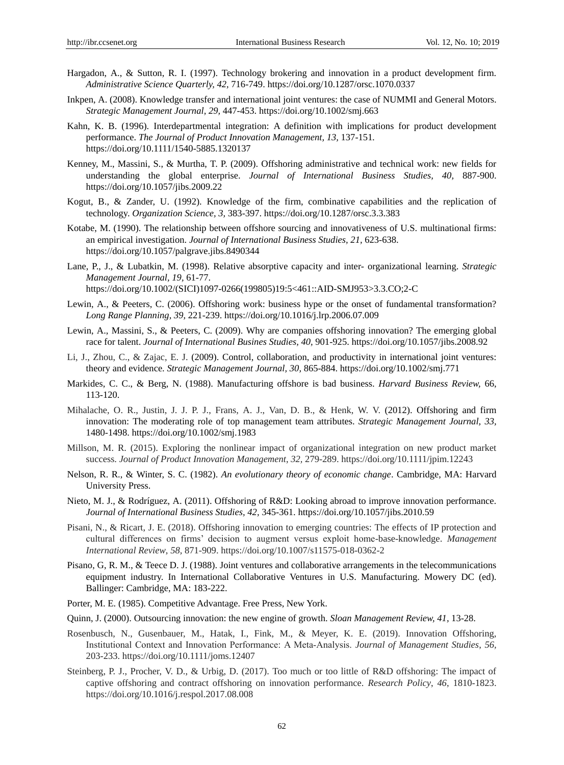Hargadon, A., & Sutton, R. I. (1997). Technology brokering and innovation in a product development firm. *Administrative Science Quarterly, 42*, 716-749. https://doi.org/10.1287/orsc.1070.0337

Inkpen, A. (2008). Knowledge transfer and international joint ventures: the case of NUMMI and General Motors. *Strategic Management Journal, 29*, 447-453. https://doi.org/10.1002/smj.663

Kahn, K. B. (1996). Interdepartmental integration: A definition with implications for product development performance. *The Journal of Product Innovation Management, 13*, 137-151. https://doi.org/10.1111/1540-5885.1320137

Kenney, M., Massini, S., & Murtha, T. P. (2009). Offshoring administrative and technical work: new fields for understanding the global enterprise. *Journal of International Business Studies, 40*, 887-900. https://doi.org/10.1057/jibs.2009.22

Kogut, B., & Zander, U. (1992). Knowledge of the firm, combinative capabilities and the replication of technology. *Organization Science, 3*, 383-397. https://doi.org/10.1287/orsc.3.3.383

Kotabe, M. (1990). The relationship between offshore sourcing and innovativeness of U.S. multinational firms: an empirical investigation. *Journal of International Business Studies, 21*, 623-638. https://doi.org/10.1057/palgrave.jibs.8490344

Lane, P., J., & Lubatkin, M. (1998). Relative absorptive capacity and inter- organizational learning. *Strategic Management Journal, 19*, 61-77. https://doi.org/10.1002/(SICI)1097-0266(199805)19:5<461::AID-SMJ953>3.3.CO;2-C

Lewin, A., & Peeters, C. (2006). Offshoring work: business hype or the onset of fundamental transformation? *Long Range Planning, 39*, 221-239. https://doi.org/10.1016/j.lrp.2006.07.009

Lewin, A., Massini, S., & Peeters, C. (2009). Why are companies offshoring innovation? The emerging global race for talent. *Journal of International Busines Studies, 40*, 901-925. https://doi.org/10.1057/jibs.2008.92

Li, J., Zhou, C., & Zajac, E. J. (2009). Control, collaboration, and productivity in international joint ventures: theory and evidence. *Strategic Management Journal, 30*, 865-884. https://doi.org/10.1002/smj.771

Markides, C. C., & Berg, N. (1988). Manufacturing offshore is bad business. *Harvard Business Review,* 66, 113-120.

Mihalache, O. R., Justin, J. J. P. J., Frans, A. J., Van, D. B., & Henk, W. V. (2012). Offshoring and firm innovation: The moderating role of top management team attributes. *Strategic Management Journal, 33*, 1480-1498. https://doi.org/10.1002/smj.1983

Millson, M. R. (2015). Exploring the nonlinear impact of organizational integration on new product market success. *Journal of Product Innovation Management, 32*, 279-289. https://doi.org/10.1111/jpim.12243

Nelson, R. R., & Winter, S. C. (1982). *An evolutionary theory of economic change*. Cambridge, MA: Harvard University Press.

Nieto, M. J., & Rodríguez, A. (2011). Offshoring of R&D: Looking abroad to improve innovation performance. *Journal of International Business Studies, 42*, 345-361. https://doi.org/10.1057/jibs.2010.59

Pisani, N., & Ricart, J. E. (2018). Offshoring innovation to emerging countries: The effects of IP protection and cultural differences on firms' decision to augment versus exploit home-base-knowledge. *Management International Review, 58*, 871-909. https://doi.org/10.1007/s11575-018-0362-2

Pisano, G, R. M., & Teece D. J. (1988). Joint ventures and collaborative arrangements in the telecommunications equipment industry. In International Collaborative Ventures in U.S. Manufacturing. Mowery DC (ed). Ballinger: Cambridge, MA: 183-222.

Porter, M. E. (1985). Competitive Advantage. Free Press, New York.

Quinn, J. (2000). Outsourcing innovation: the new engine of growth. *Sloan Management Review, 41*, 13-28.

Rosenbusch, N., Gusenbauer, M., Hatak, I., Fink, M., & Meyer, K. E. (2019). Innovation Offshoring, Institutional Context and Innovation Performance: A Meta-Analysis. *Journal of Management Studies, 56*, 203-233. https://doi.org/10.1111/joms.12407

Steinberg, P. J., Procher, V. D., & Urbig, D. (2017). Too much or too little of R&D offshoring: The impact of captive offshoring and contract offshoring on innovation performance. *Research Policy, 46*, 1810-1823. https://doi.org/10.1016/j.respol.2017.08.008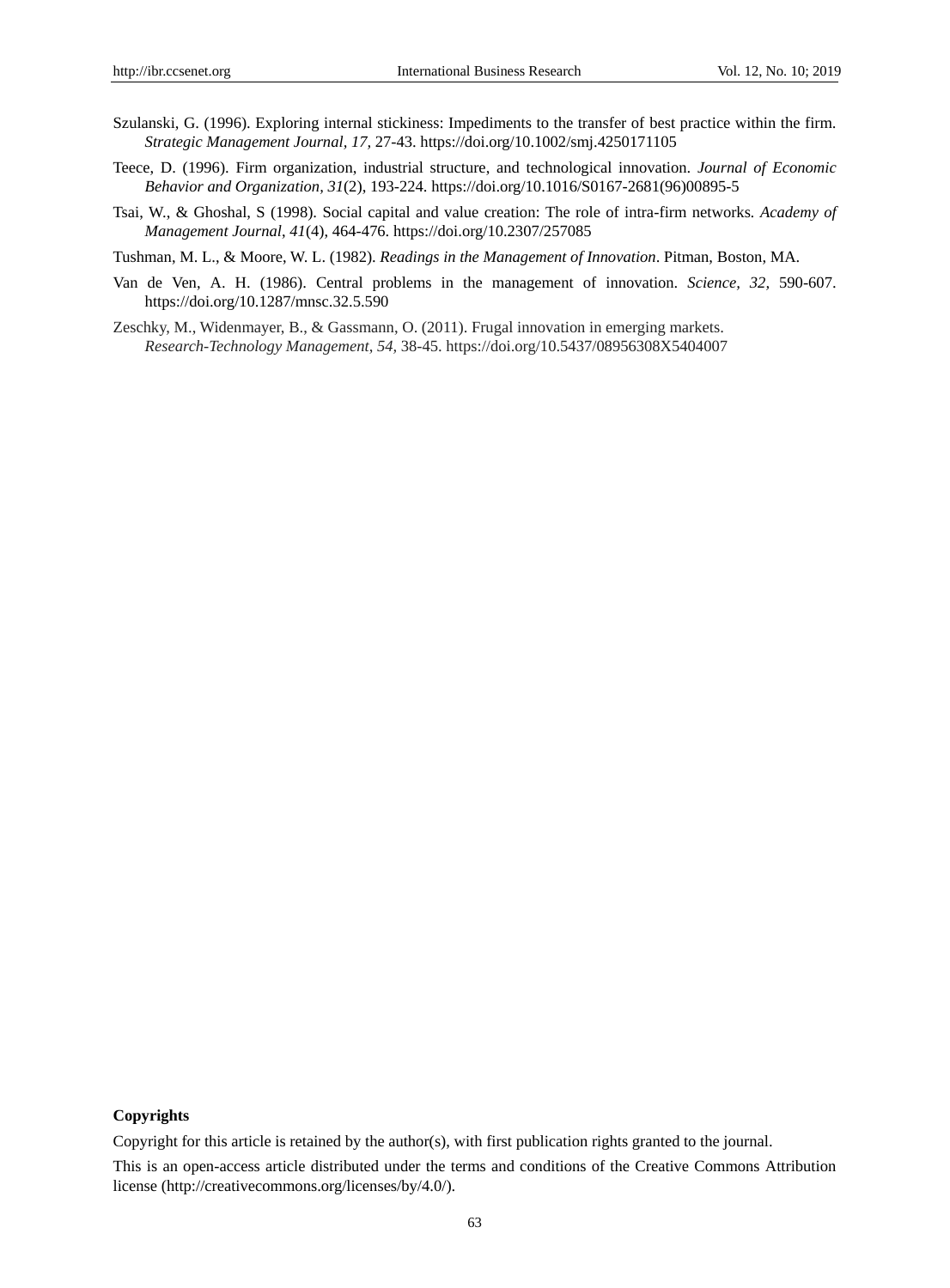Szulanski, G. (1996). Exploring internal stickiness: Impediments to the transfer of best practice within the firm. *Strategic Management Journal, 17,* 27-43. https://doi.org/10.1002/smj.4250171105

Teece, D. (1996). Firm organization, industrial structure, and technological innovation. *Journal of Economic Behavior and Organization, 31*(2), 193-224. https://doi.org/10.1016/S0167-2681(96)00895-5

Tsai, W., & Ghoshal, S (1998). Social capital and value creation: The role of intra-firm networks. *Academy of Management Journal*, *41*(4), 464-476. https://doi.org/10.2307/257085

Tushman, M. L., & Moore, W. L. (1982). *Readings in the Management of Innovation*. Pitman, Boston, MA.

Van de Ven, A. H. (1986). Central problems in the management of innovation. *Science, 32,* 590-607. https://doi.org/10.1287/mnsc.32.5.590

Zeschky, M., Widenmayer, B., & Gassmann, O. (2011). Frugal innovation in emerging markets. *Research-Technology Management*, *54,* 38-45. https://doi.org/10.5437/08956308X5404007

**Copyrights**

Copyright for this article is retained by the author(s), with first publication rights granted to the journal.

This is an open-access article distributed under the terms and conditions of the Creative Commons Attribution license (http://creativecommons.org/licenses/by/4.0/).